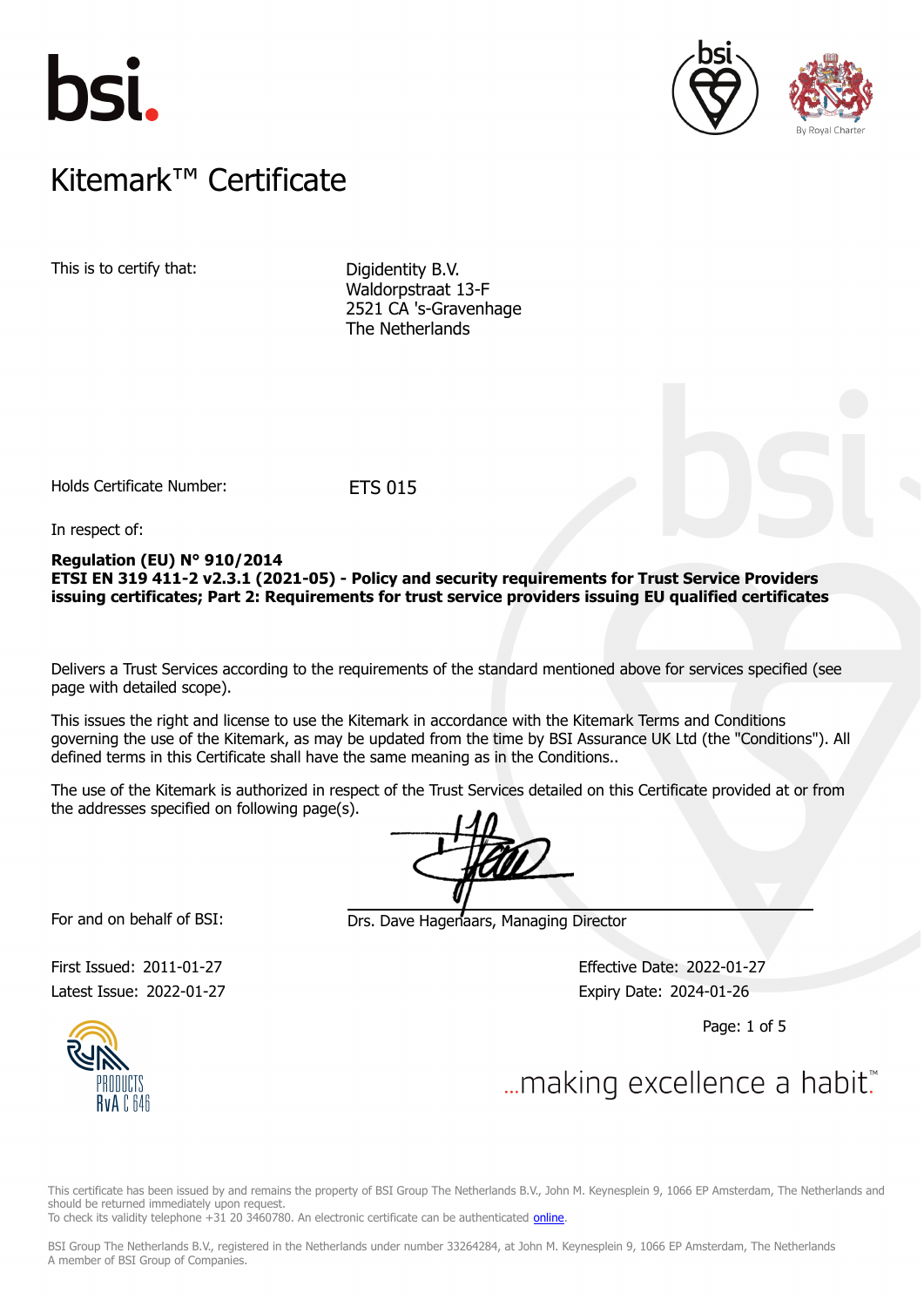# Kitemark™ Certificate

This is to certify that:

Digidentity B.V.
Waldorpstraat 13-F
2521 CA 's-Gravenhage
The Netherlands

Holds Certificate Number: ETS 015

In respect of:

**Regulation (EU) N° 910/2014**
**ETSI EN 319 411-2 v2.3.1 (2021-05) - Policy and security requirements for Trust Service Providers issuing certificates; Part 2: Requirements for trust service providers issuing EU qualified certificates**

Delivers a Trust Services according to the requirements of the standard mentioned above for services specified (see page with detailed scope).

This issues the right and license to use the Kitemark in accordance with the Kitemark Terms and Conditions governing the use of the Kitemark, as may be updated from the time by BSI Assurance UK Ltd (the "Conditions"). All defined terms in this Certificate shall have the same meaning as in the Conditions..

The use of the Kitemark is authorized in respect of the Trust Services detailed on this Certificate provided at or from the addresses specified on following page(s).

For and on behalf of BSI: Drs. Dave Hagenaars, Managing Director

First Issued: 2011-01-27
Latest Issue: 2022-01-27

Effective Date: 2022-01-27
Expiry Date: 2024-01-26

RvA C 646

...making excellence a habit.™

This certificate has been issued by and remains the property of BSI Group The Netherlands B.V., John M. Keynesplein 9, 1066 EP Amsterdam, The Netherlands and should be returned immediately upon request.
To check its validity telephone +31 20 3460780. An electronic certificate can be authenticated online.

BSI Group The Netherlands B.V., registered in the Netherlands under number 33264284, at John M. Keynesplein 9, 1066 EP Amsterdam, The Netherlands
A member of BSI Group of Companies.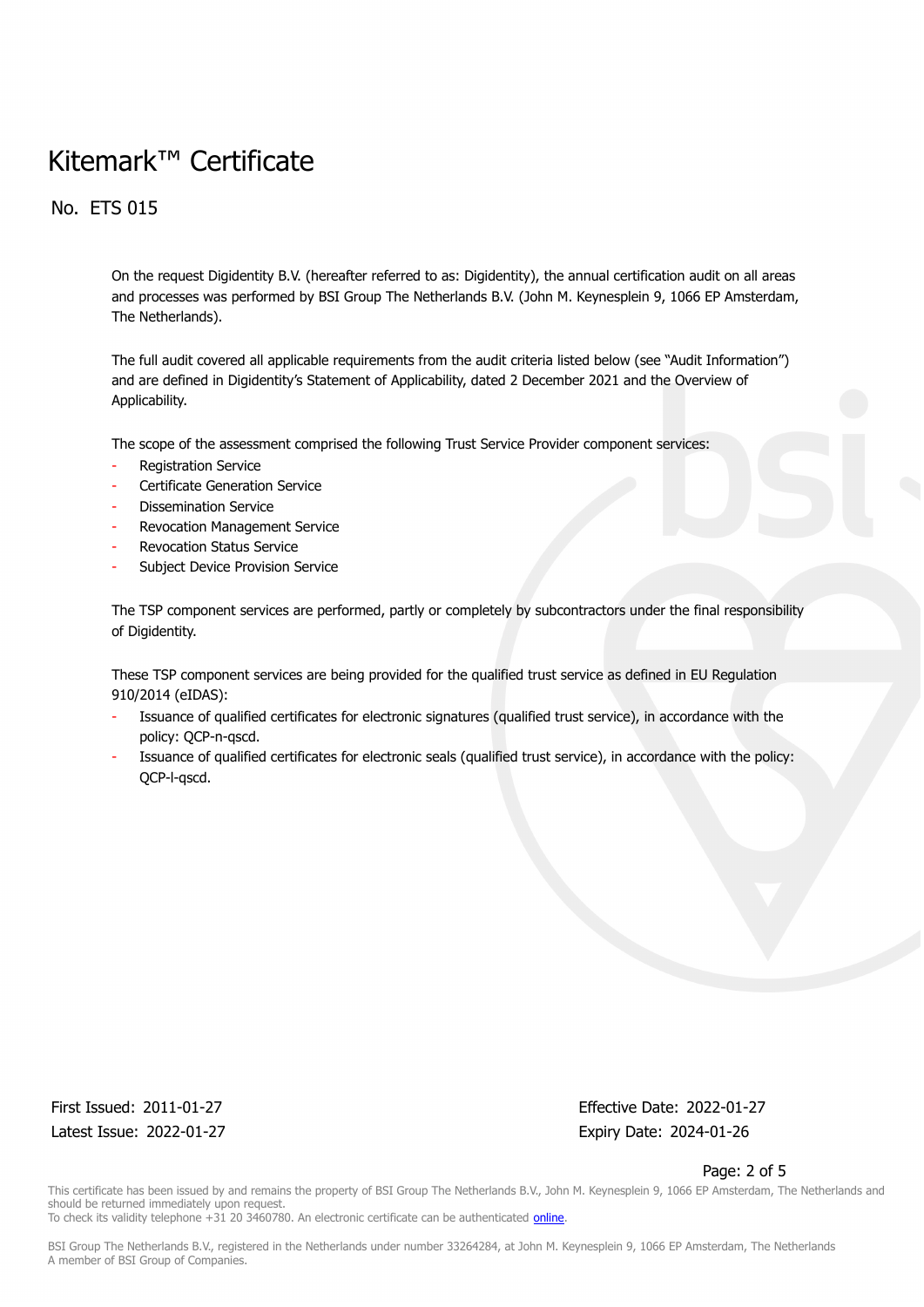# Kitemark™ Certificate

## No. ETS 015

On the request Digidentity B.V. (hereafter referred to as: Digidentity), the annual certification audit on all areas and processes was performed by BSI Group The Netherlands B.V. (John M. Keynesplein 9, 1066 EP Amsterdam, The Netherlands).

The full audit covered all applicable requirements from the audit criteria listed below (see "Audit Information") and are defined in Digidentity's Statement of Applicability, dated 2 December 2021 and the Overview of Applicability.

The scope of the assessment comprised the following Trust Service Provider component services:

- Registration Service
- Certificate Generation Service
- Dissemination Service
- Revocation Management Service
- Revocation Status Service
- Subject Device Provision Service

The TSP component services are performed, partly or completely by subcontractors under the final responsibility of Digidentity.

These TSP component services are being provided for the qualified trust service as defined in EU Regulation 910/2014 (eIDAS):

- Issuance of qualified certificates for electronic signatures (qualified trust service), in accordance with the policy: QCP-n-qscd.
- Issuance of qualified certificates for electronic seals (qualified trust service), in accordance with the policy: QCP-l-qscd.

First Issued: 2011-01-27
Latest Issue: 2022-01-27

Effective Date: 2022-01-27
Expiry Date: 2024-01-26

This certificate has been issued by and remains the property of BSI Group The Netherlands B.V., John M. Keynesplein 9, 1066 EP Amsterdam, The Netherlands and should be returned immediately upon request.
To check its validity telephone +31 20 3460780. An electronic certificate can be authenticated online.

BSI Group The Netherlands B.V., registered in the Netherlands under number 33264284, at John M. Keynesplein 9, 1066 EP Amsterdam, The Netherlands
A member of BSI Group of Companies.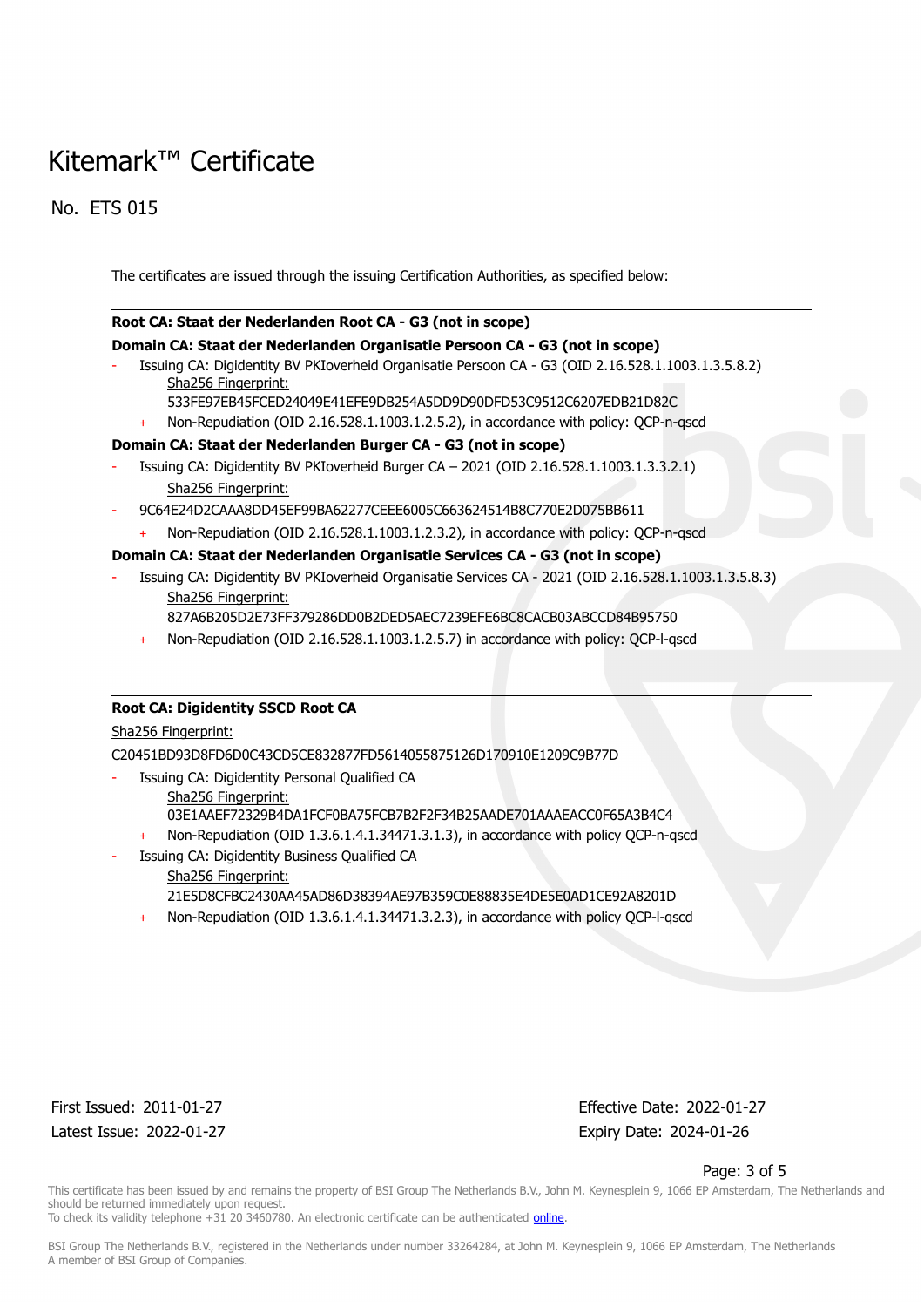// Kitemark™ Certificate

No. ETS 015

The certificates are issued through the issuing Certification Authorities, as specified below:

---

**Root CA: Staat der Nederlanden Root CA - G3 (not in scope)**

**Domain CA: Staat der Nederlanden Organisatie Persoon CA - G3 (not in scope)**

- Issuing CA: Digidentity BV PKIoverheid Organisatie Persoon CA - G3 (OID 2.16.528.1.1003.1.3.5.8.2)
  Sha256 Fingerprint:
  533FE97EB45FCED24049E41EFE9DB254A5DD9D90DFD53C9512C6207EDB21D82C
  + Non-Repudiation (OID 2.16.528.1.1003.1.2.5.2), in accordance with policy: QCP-n-qscd

**Domain CA: Staat der Nederlanden Burger CA - G3 (not in scope)**

- Issuing CA: Digidentity BV PKIoverheid Burger CA – 2021 (OID 2.16.528.1.1003.1.3.3.2.1)
  Sha256 Fingerprint:
- 9C64E24D2CAAA8DD45EF99BA62277CEEE6005C663624514B8C770E2D075BB611
  + Non-Repudiation (OID 2.16.528.1.1003.1.2.3.2), in accordance with policy: QCP-n-qscd

**Domain CA: Staat der Nederlanden Organisatie Services CA - G3 (not in scope)**

- Issuing CA: Digidentity BV PKIoverheid Organisatie Services CA - 2021 (OID 2.16.528.1.1003.1.3.5.8.3)
  Sha256 Fingerprint:
  827A6B205D2E73FF379286DD0B2DED5AEC7239EFE6BC8CACB03ABCCD84B95750
  + Non-Repudiation (OID 2.16.528.1.1003.1.2.5.7) in accordance with policy: QCP-l-qscd

---

**Root CA: Digidentity SSCD Root CA**

Sha256 Fingerprint:

C20451BD93D8FD6D0C43CD5CE832877FD5614055875126D170910E1209C9B77D

- Issuing CA: Digidentity Personal Qualified CA
  Sha256 Fingerprint:
  03E1AAEF72329B4DA1FCF0BA75FCB7B2F2F34B25AADE701AAAEACC0F65A3B4C4
  + Non-Repudiation (OID 1.3.6.1.4.1.34471.3.1.3), in accordance with policy QCP-n-qscd
- Issuing CA: Digidentity Business Qualified CA
  Sha256 Fingerprint:
  21E5D8CFBC2430AA45AD86D38394AE97B359C0E88835E4DE5E0AD1CE92A8201D
  + Non-Repudiation (OID 1.3.6.1.4.1.34471.3.2.3), in accordance with policy QCP-l-qscd

First Issued: 2011-01-27
Latest Issue: 2022-01-27

Effective Date: 2022-01-27
Expiry Date: 2024-01-26

This certificate has been issued by and remains the property of BSI Group The Netherlands B.V., John M. Keynesplein 9, 1066 EP Amsterdam, The Netherlands and should be returned immediately upon request.
To check its validity telephone +31 20 3460780. An electronic certificate can be authenticated online.

BSI Group The Netherlands B.V., registered in the Netherlands under number 33264284, at John M. Keynesplein 9, 1066 EP Amsterdam, The Netherlands
A member of BSI Group of Companies.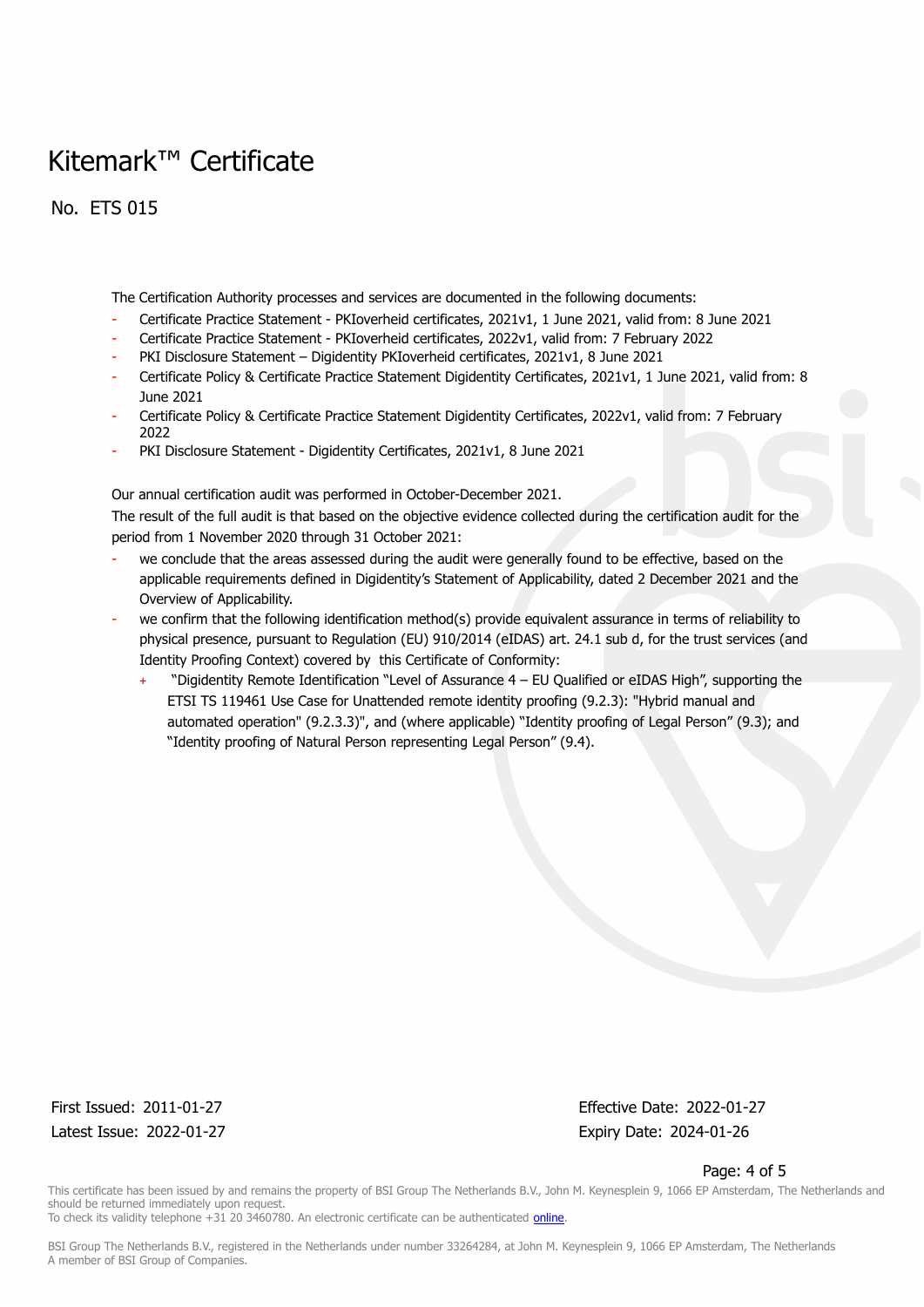# Kitemark™ Certificate

## No. ETS 015

The Certification Authority processes and services are documented in the following documents:

- Certificate Practice Statement - PKIoverheid certificates, 2021v1, 1 June 2021, valid from: 8 June 2021
- Certificate Practice Statement - PKIoverheid certificates, 2022v1, valid from: 7 February 2022
- PKI Disclosure Statement – Digidentity PKIoverheid certificates, 2021v1, 8 June 2021
- Certificate Policy & Certificate Practice Statement Digidentity Certificates, 2021v1, 1 June 2021, valid from: 8 June 2021
- Certificate Policy & Certificate Practice Statement Digidentity Certificates, 2022v1, valid from: 7 February 2022
- PKI Disclosure Statement - Digidentity Certificates, 2021v1, 8 June 2021

Our annual certification audit was performed in October-December 2021.

The result of the full audit is that based on the objective evidence collected during the certification audit for the period from 1 November 2020 through 31 October 2021:

- we conclude that the areas assessed during the audit were generally found to be effective, based on the applicable requirements defined in Digidentity's Statement of Applicability, dated 2 December 2021 and the Overview of Applicability.
- we confirm that the following identification method(s) provide equivalent assurance in terms of reliability to physical presence, pursuant to Regulation (EU) 910/2014 (eIDAS) art. 24.1 sub d, for the trust services (and Identity Proofing Context) covered by this Certificate of Conformity:
  + "Digidentity Remote Identification "Level of Assurance 4 – EU Qualified or eIDAS High", supporting the ETSI TS 119461 Use Case for Unattended remote identity proofing (9.2.3): "Hybrid manual and automated operation" (9.2.3.3)", and (where applicable) "Identity proofing of Legal Person" (9.3); and "Identity proofing of Natural Person representing Legal Person" (9.4).

First Issued: 2011-01-27
Latest Issue: 2022-01-27

Effective Date: 2022-01-27
Expiry Date: 2024-01-26

This certificate has been issued by and remains the property of BSI Group The Netherlands B.V., John M. Keynesplein 9, 1066 EP Amsterdam, The Netherlands and should be returned immediately upon request.
To check its validity telephone +31 20 3460780. An electronic certificate can be authenticated online.

BSI Group The Netherlands B.V., registered in the Netherlands under number 33264284, at John M. Keynesplein 9, 1066 EP Amsterdam, The Netherlands
A member of BSI Group of Companies.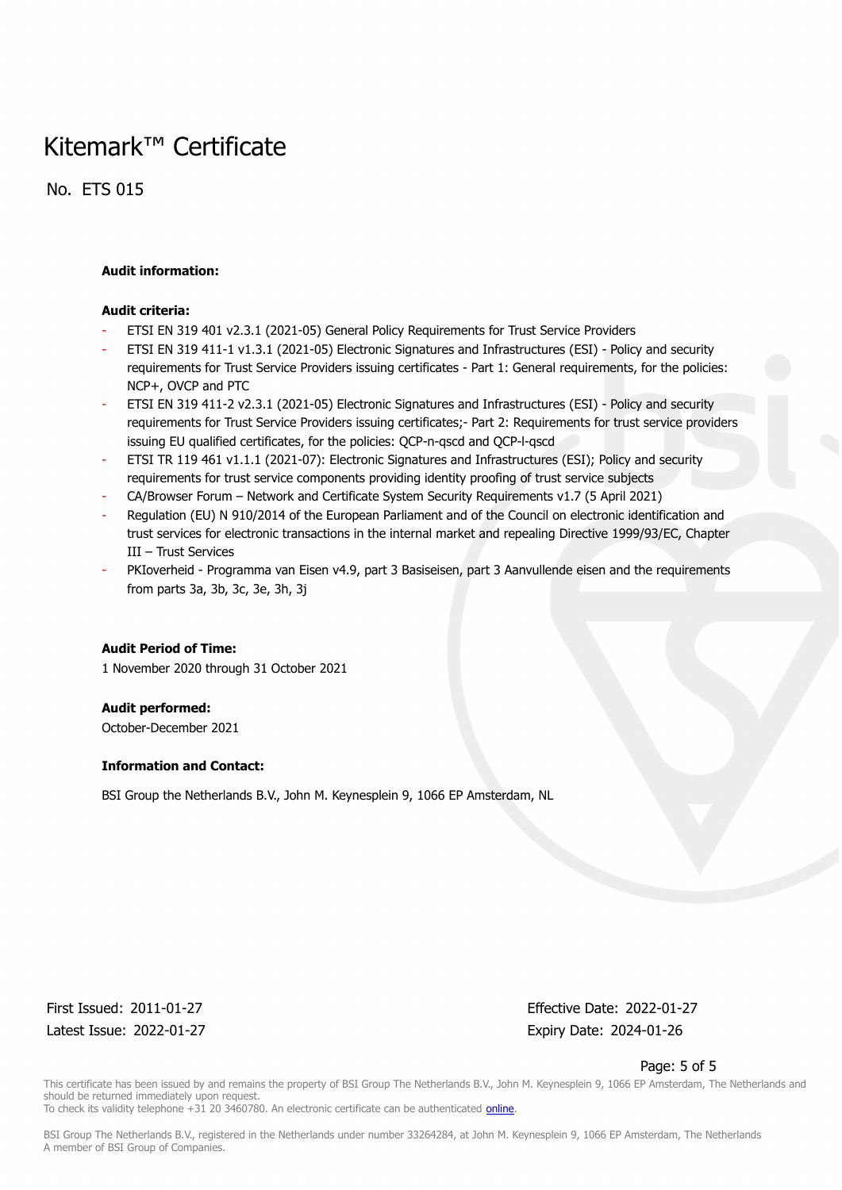# Kitemark™ Certificate

No. ETS 015

**Audit information:**

**Audit criteria:**

- ETSI EN 319 401 v2.3.1 (2021-05) General Policy Requirements for Trust Service Providers
- ETSI EN 319 411-1 v1.3.1 (2021-05) Electronic Signatures and Infrastructures (ESI) - Policy and security requirements for Trust Service Providers issuing certificates - Part 1: General requirements, for the policies: NCP+, OVCP and PTC
- ETSI EN 319 411-2 v2.3.1 (2021-05) Electronic Signatures and Infrastructures (ESI) - Policy and security requirements for Trust Service Providers issuing certificates;- Part 2: Requirements for trust service providers issuing EU qualified certificates, for the policies: QCP-n-qscd and QCP-l-qscd
- ETSI TR 119 461 v1.1.1 (2021-07): Electronic Signatures and Infrastructures (ESI); Policy and security requirements for trust service components providing identity proofing of trust service subjects
- CA/Browser Forum – Network and Certificate System Security Requirements v1.7 (5 April 2021)
- Regulation (EU) N 910/2014 of the European Parliament and of the Council on electronic identification and trust services for electronic transactions in the internal market and repealing Directive 1999/93/EC, Chapter III – Trust Services
- PKIoverheid - Programma van Eisen v4.9, part 3 Basiseisen, part 3 Aanvullende eisen and the requirements from parts 3a, 3b, 3c, 3e, 3h, 3j

**Audit Period of Time:**
1 November 2020 through 31 October 2021

**Audit performed:**
October-December 2021

**Information and Contact:**

BSI Group the Netherlands B.V., John M. Keynesplein 9, 1066 EP Amsterdam, NL

First Issued: 2011-01-27
Latest Issue: 2022-01-27

Effective Date: 2022-01-27
Expiry Date: 2024-01-26

This certificate has been issued by and remains the property of BSI Group The Netherlands B.V., John M. Keynesplein 9, 1066 EP Amsterdam, The Netherlands and should be returned immediately upon request.
To check its validity telephone +31 20 3460780. An electronic certificate can be authenticated online.

BSI Group The Netherlands B.V., registered in the Netherlands under number 33264284, at John M. Keynesplein 9, 1066 EP Amsterdam, The Netherlands
A member of BSI Group of Companies.